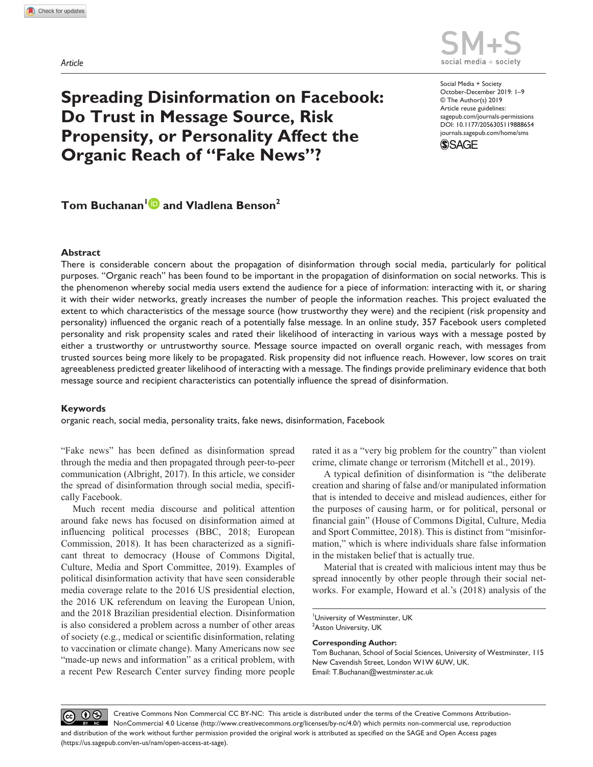Article

# Spreading Disinformation on Facebook: Do Trust in Message Source, Risk Propensity, or Personality Affect the Organic Reach of "Fake News"?

Social Media + Society
October-December 2019: 1–9
© The Author(s) 2019
Article reuse guidelines:
sagepub.com/journals-permissions
DOI: 10.1177/2056305119888654
journals.sagepub.com/home/sms

**Tom Buchanan**[1] **and Vladlena Benson**[2]

## Abstract

There is considerable concern about the propagation of disinformation through social media, particularly for political purposes. "Organic reach" has been found to be important in the propagation of disinformation on social networks. This is the phenomenon whereby social media users extend the audience for a piece of information: interacting with it, or sharing it with their wider networks, greatly increases the number of people the information reaches. This project evaluated the extent to which characteristics of the message source (how trustworthy they were) and the recipient (risk propensity and personality) influenced the organic reach of a potentially false message. In an online study, 357 Facebook users completed personality and risk propensity scales and rated their likelihood of interacting in various ways with a message posted by either a trustworthy or untrustworthy source. Message source impacted on overall organic reach, with messages from trusted sources being more likely to be propagated. Risk propensity did not influence reach. However, low scores on trait agreeableness predicted greater likelihood of interacting with a message. The findings provide preliminary evidence that both message source and recipient characteristics can potentially influence the spread of disinformation.

### Keywords

organic reach, social media, personality traits, fake news, disinformation, Facebook

"Fake news" has been defined as disinformation spread through the media and then propagated through peer-to-peer communication (Albright, 2017). In this article, we consider the spread of disinformation through social media, specifically Facebook.

Much recent media discourse and political attention around fake news has focused on disinformation aimed at influencing political processes (BBC, 2018; European Commission, 2018). It has been characterized as a significant threat to democracy (House of Commons Digital, Culture, Media and Sport Committee, 2019). Examples of political disinformation activity that have seen considerable media coverage relate to the 2016 US presidential election, the 2016 UK referendum on leaving the European Union, and the 2018 Brazilian presidential election. Disinformation is also considered a problem across a number of other areas of society (e.g., medical or scientific disinformation, relating to vaccination or climate change). Many Americans now see "made-up news and information" as a critical problem, with a recent Pew Research Center survey finding more people rated it as a "very big problem for the country" than violent crime, climate change or terrorism (Mitchell et al., 2019).

A typical definition of disinformation is "the deliberate creation and sharing of false and/or manipulated information that is intended to deceive and mislead audiences, either for the purposes of causing harm, or for political, personal or financial gain" (House of Commons Digital, Culture, Media and Sport Committee, 2018). This is distinct from "misinformation," which is where individuals share false information in the mistaken belief that is actually true.

Material that is created with malicious intent may thus be spread innocently by other people through their social networks. For example, Howard et al.'s (2018) analysis of the

[1]University of Westminster, UK
[2]Aston University, UK

**Corresponding Author:**
Tom Buchanan, School of Social Sciences, University of Westminster, 115 New Cavendish Street, London W1W 6UW, UK.
Email: T.Buchanan@westminster.ac.uk

Creative Commons Non Commercial CC BY-NC: This article is distributed under the terms of the Creative Commons Attribution-NonCommercial 4.0 License (http://www.creativecommons.org/licenses/by-nc/4.0/) which permits non-commercial use, reproduction and distribution of the work without further permission provided the original work is attributed as specified on the SAGE and Open Access pages (https://us.sagepub.com/en-us/nam/open-access-at-sage).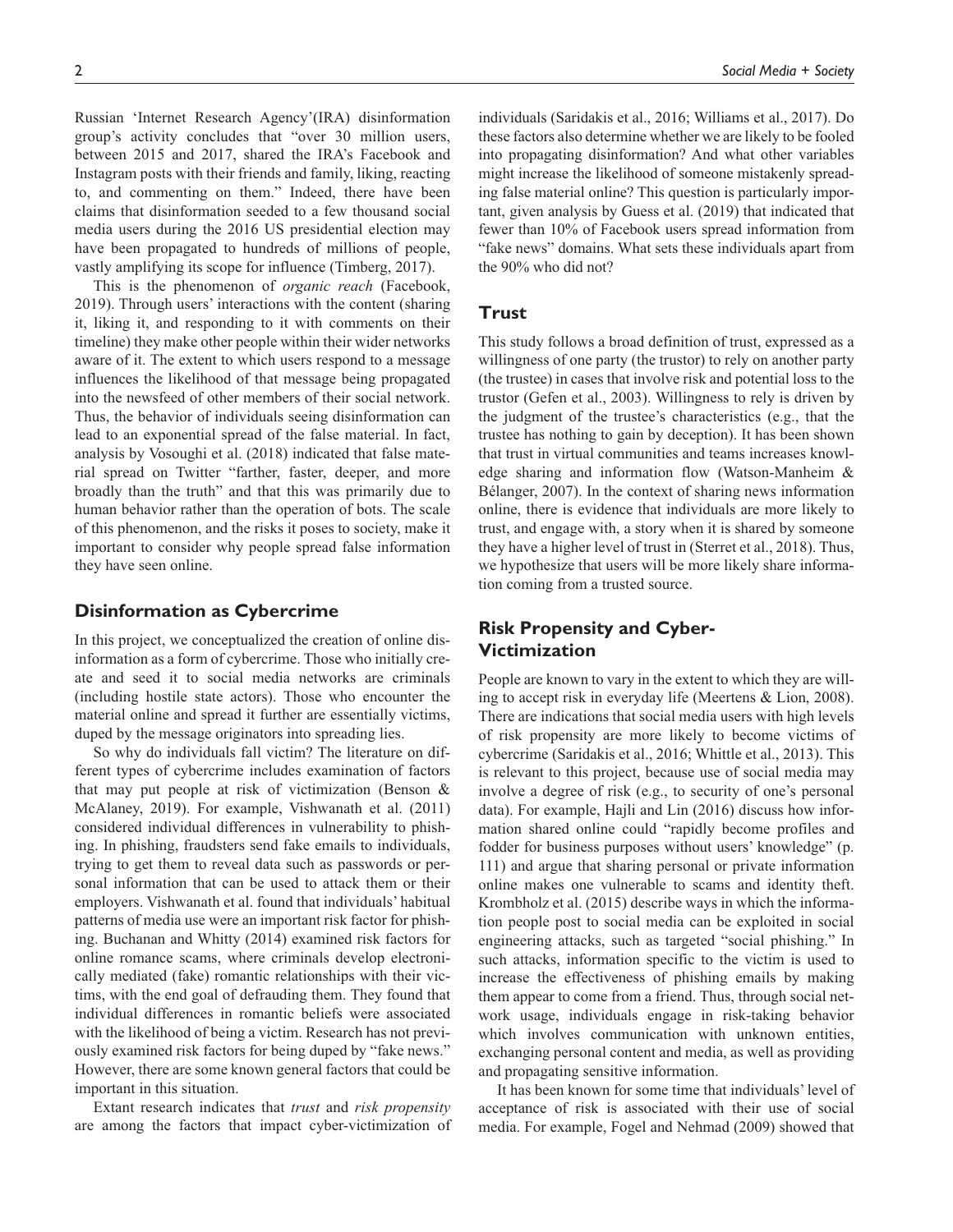Russian 'Internet Research Agency'(IRA) disinformation group's activity concludes that "over 30 million users, between 2015 and 2017, shared the IRA's Facebook and Instagram posts with their friends and family, liking, reacting to, and commenting on them." Indeed, there have been claims that disinformation seeded to a few thousand social media users during the 2016 US presidential election may have been propagated to hundreds of millions of people, vastly amplifying its scope for influence (Timberg, 2017).

This is the phenomenon of *organic reach* (Facebook, 2019). Through users' interactions with the content (sharing it, liking it, and responding to it with comments on their timeline) they make other people within their wider networks aware of it. The extent to which users respond to a message influences the likelihood of that message being propagated into the newsfeed of other members of their social network. Thus, the behavior of individuals seeing disinformation can lead to an exponential spread of the false material. In fact, analysis by Vosoughi et al. (2018) indicated that false material spread on Twitter "farther, faster, deeper, and more broadly than the truth" and that this was primarily due to human behavior rather than the operation of bots. The scale of this phenomenon, and the risks it poses to society, make it important to consider why people spread false information they have seen online.

## Disinformation as Cybercrime

In this project, we conceptualized the creation of online disinformation as a form of cybercrime. Those who initially create and seed it to social media networks are criminals (including hostile state actors). Those who encounter the material online and spread it further are essentially victims, duped by the message originators into spreading lies.

So why do individuals fall victim? The literature on different types of cybercrime includes examination of factors that may put people at risk of victimization (Benson & McAlaney, 2019). For example, Vishwanath et al. (2011) considered individual differences in vulnerability to phishing. In phishing, fraudsters send fake emails to individuals, trying to get them to reveal data such as passwords or personal information that can be used to attack them or their employers. Vishwanath et al. found that individuals' habitual patterns of media use were an important risk factor for phishing. Buchanan and Whitty (2014) examined risk factors for online romance scams, where criminals develop electronically mediated (fake) romantic relationships with their victims, with the end goal of defrauding them. They found that individual differences in romantic beliefs were associated with the likelihood of being a victim. Research has not previously examined risk factors for being duped by "fake news." However, there are some known general factors that could be important in this situation.

Extant research indicates that *trust* and *risk propensity* are among the factors that impact cyber-victimization of individuals (Saridakis et al., 2016; Williams et al., 2017). Do these factors also determine whether we are likely to be fooled into propagating disinformation? And what other variables might increase the likelihood of someone mistakenly spreading false material online? This question is particularly important, given analysis by Guess et al. (2019) that indicated that fewer than 10% of Facebook users spread information from "fake news" domains. What sets these individuals apart from the 90% who did not?

## Trust

This study follows a broad definition of trust, expressed as a willingness of one party (the trustor) to rely on another party (the trustee) in cases that involve risk and potential loss to the trustor (Gefen et al., 2003). Willingness to rely is driven by the judgment of the trustee's characteristics (e.g., that the trustee has nothing to gain by deception). It has been shown that trust in virtual communities and teams increases knowledge sharing and information flow (Watson-Manheim & Bélanger, 2007). In the context of sharing news information online, there is evidence that individuals are more likely to trust, and engage with, a story when it is shared by someone they have a higher level of trust in (Sterret et al., 2018). Thus, we hypothesize that users will be more likely share information coming from a trusted source.

## Risk Propensity and Cyber-Victimization

People are known to vary in the extent to which they are willing to accept risk in everyday life (Meertens & Lion, 2008). There are indications that social media users with high levels of risk propensity are more likely to become victims of cybercrime (Saridakis et al., 2016; Whittle et al., 2013). This is relevant to this project, because use of social media may involve a degree of risk (e.g., to security of one's personal data). For example, Hajli and Lin (2016) discuss how information shared online could "rapidly become profiles and fodder for business purposes without users' knowledge" (p. 111) and argue that sharing personal or private information online makes one vulnerable to scams and identity theft. Krombholz et al. (2015) describe ways in which the information people post to social media can be exploited in social engineering attacks, such as targeted "social phishing." In such attacks, information specific to the victim is used to increase the effectiveness of phishing emails by making them appear to come from a friend. Thus, through social network usage, individuals engage in risk-taking behavior which involves communication with unknown entities, exchanging personal content and media, as well as providing and propagating sensitive information.

It has been known for some time that individuals' level of acceptance of risk is associated with their use of social media. For example, Fogel and Nehmad (2009) showed that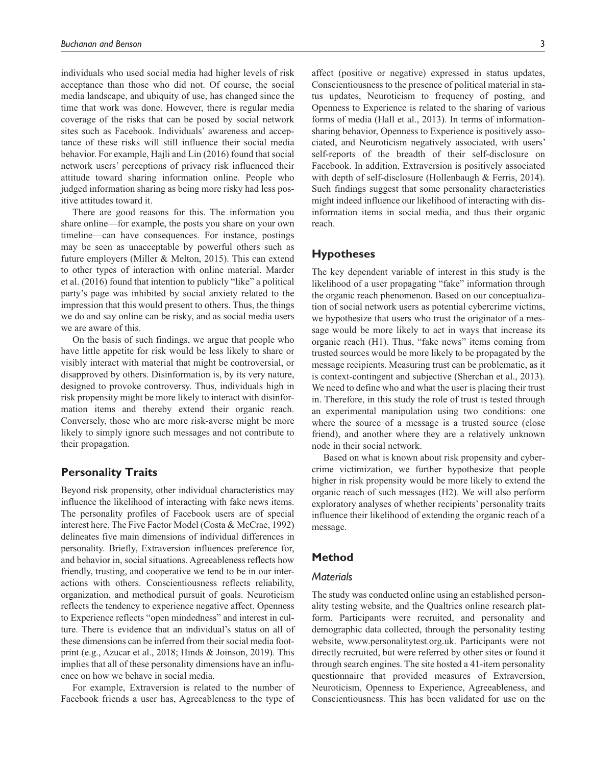individuals who used social media had higher levels of risk acceptance than those who did not. Of course, the social media landscape, and ubiquity of use, has changed since the time that work was done. However, there is regular media coverage of the risks that can be posed by social network sites such as Facebook. Individuals' awareness and acceptance of these risks will still influence their social media behavior. For example, Hajli and Lin (2016) found that social network users' perceptions of privacy risk influenced their attitude toward sharing information online. People who judged information sharing as being more risky had less positive attitudes toward it.

There are good reasons for this. The information you share online—for example, the posts you share on your own timeline—can have consequences. For instance, postings may be seen as unacceptable by powerful others such as future employers (Miller & Melton, 2015). This can extend to other types of interaction with online material. Marder et al. (2016) found that intention to publicly "like" a political party's page was inhibited by social anxiety related to the impression that this would present to others. Thus, the things we do and say online can be risky, and as social media users we are aware of this.

On the basis of such findings, we argue that people who have little appetite for risk would be less likely to share or visibly interact with material that might be controversial, or disapproved by others. Disinformation is, by its very nature, designed to provoke controversy. Thus, individuals high in risk propensity might be more likely to interact with disinformation items and thereby extend their organic reach. Conversely, those who are more risk-averse might be more likely to simply ignore such messages and not contribute to their propagation.

## Personality Traits

Beyond risk propensity, other individual characteristics may influence the likelihood of interacting with fake news items. The personality profiles of Facebook users are of special interest here. The Five Factor Model (Costa & McCrae, 1992) delineates five main dimensions of individual differences in personality. Briefly, Extraversion influences preference for, and behavior in, social situations. Agreeableness reflects how friendly, trusting, and cooperative we tend to be in our interactions with others. Conscientiousness reflects reliability, organization, and methodical pursuit of goals. Neuroticism reflects the tendency to experience negative affect. Openness to Experience reflects "open mindedness" and interest in culture. There is evidence that an individual's status on all of these dimensions can be inferred from their social media footprint (e.g., Azucar et al., 2018; Hinds & Joinson, 2019). This implies that all of these personality dimensions have an influence on how we behave in social media.

For example, Extraversion is related to the number of Facebook friends a user has, Agreeableness to the type of affect (positive or negative) expressed in status updates, Conscientiousness to the presence of political material in status updates, Neuroticism to frequency of posting, and Openness to Experience is related to the sharing of various forms of media (Hall et al., 2013). In terms of information-sharing behavior, Openness to Experience is positively associated, and Neuroticism negatively associated, with users' self-reports of the breadth of their self-disclosure on Facebook. In addition, Extraversion is positively associated with depth of self-disclosure (Hollenbaugh & Ferris, 2014). Such findings suggest that some personality characteristics might indeed influence our likelihood of interacting with disinformation items in social media, and thus their organic reach.

## Hypotheses

The key dependent variable of interest in this study is the likelihood of a user propagating "fake" information through the organic reach phenomenon. Based on our conceptualization of social network users as potential cybercrime victims, we hypothesize that users who trust the originator of a message would be more likely to act in ways that increase its organic reach (H1). Thus, "fake news" items coming from trusted sources would be more likely to be propagated by the message recipients. Measuring trust can be problematic, as it is context-contingent and subjective (Sherchan et al., 2013). We need to define who and what the user is placing their trust in. Therefore, in this study the role of trust is tested through an experimental manipulation using two conditions: one where the source of a message is a trusted source (close friend), and another where they are a relatively unknown node in their social network.

Based on what is known about risk propensity and cybercrime victimization, we further hypothesize that people higher in risk propensity would be more likely to extend the organic reach of such messages (H2). We will also perform exploratory analyses of whether recipients' personality traits influence their likelihood of extending the organic reach of a message.

## Method

### Materials

The study was conducted online using an established personality testing website, and the Qualtrics online research platform. Participants were recruited, and personality and demographic data collected, through the personality testing website, www.personalitytest.org.uk. Participants were not directly recruited, but were referred by other sites or found it through search engines. The site hosted a 41-item personality questionnaire that provided measures of Extraversion, Neuroticism, Openness to Experience, Agreeableness, and Conscientiousness. This has been validated for use on the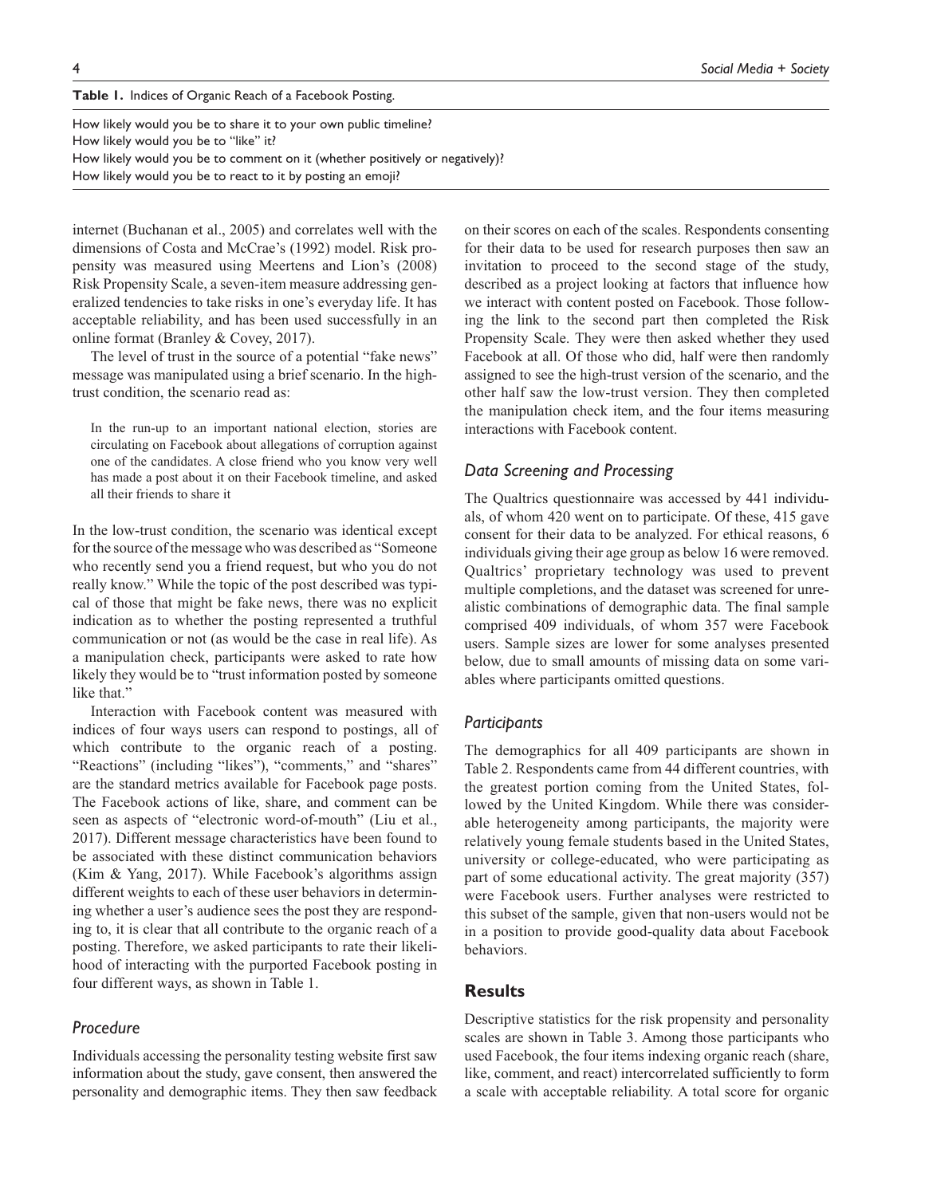**Table 1.** Indices of Organic Reach of a Facebook Posting.

| |
|---|
| How likely would you be to share it to your own public timeline? |
| How likely would you be to "like" it? |
| How likely would you be to comment on it (whether positively or negatively)? |
| How likely would you be to react to it by posting an emoji? |

internet (Buchanan et al., 2005) and correlates well with the dimensions of Costa and McCrae's (1992) model. Risk propensity was measured using Meertens and Lion's (2008) Risk Propensity Scale, a seven-item measure addressing generalized tendencies to take risks in one's everyday life. It has acceptable reliability, and has been used successfully in an online format (Branley & Covey, 2017).

The level of trust in the source of a potential "fake news" message was manipulated using a brief scenario. In the high-trust condition, the scenario read as:

> In the run-up to an important national election, stories are circulating on Facebook about allegations of corruption against one of the candidates. A close friend who you know very well has made a post about it on their Facebook timeline, and asked all their friends to share it

In the low-trust condition, the scenario was identical except for the source of the message who was described as "Someone who recently send you a friend request, but who you do not really know." While the topic of the post described was typical of those that might be fake news, there was no explicit indication as to whether the posting represented a truthful communication or not (as would be the case in real life). As a manipulation check, participants were asked to rate how likely they would be to "trust information posted by someone like that."

Interaction with Facebook content was measured with indices of four ways users can respond to postings, all of which contribute to the organic reach of a posting. "Reactions" (including "likes"), "comments," and "shares" are the standard metrics available for Facebook page posts. The Facebook actions of like, share, and comment can be seen as aspects of "electronic word-of-mouth" (Liu et al., 2017). Different message characteristics have been found to be associated with these distinct communication behaviors (Kim & Yang, 2017). While Facebook's algorithms assign different weights to each of these user behaviors in determining whether a user's audience sees the post they are responding to, it is clear that all contribute to the organic reach of a posting. Therefore, we asked participants to rate their likelihood of interacting with the purported Facebook posting in four different ways, as shown in Table 1.

### *Procedure*

Individuals accessing the personality testing website first saw information about the study, gave consent, then answered the personality and demographic items. They then saw feedback on their scores on each of the scales. Respondents consenting for their data to be used for research purposes then saw an invitation to proceed to the second stage of the study, described as a project looking at factors that influence how we interact with content posted on Facebook. Those following the link to the second part then completed the Risk Propensity Scale. They were then asked whether they used Facebook at all. Of those who did, half were then randomly assigned to see the high-trust version of the scenario, and the other half saw the low-trust version. They then completed the manipulation check item, and the four items measuring interactions with Facebook content.

### *Data Screening and Processing*

The Qualtrics questionnaire was accessed by 441 individuals, of whom 420 went on to participate. Of these, 415 gave consent for their data to be analyzed. For ethical reasons, 6 individuals giving their age group as below 16 were removed. Qualtrics' proprietary technology was used to prevent multiple completions, and the dataset was screened for unrealistic combinations of demographic data. The final sample comprised 409 individuals, of whom 357 were Facebook users. Sample sizes are lower for some analyses presented below, due to small amounts of missing data on some variables where participants omitted questions.

### *Participants*

The demographics for all 409 participants are shown in Table 2. Respondents came from 44 different countries, with the greatest portion coming from the United States, followed by the United Kingdom. While there was considerable heterogeneity among participants, the majority were relatively young female students based in the United States, university or college-educated, who were participating as part of some educational activity. The great majority (357) were Facebook users. Further analyses were restricted to this subset of the sample, given that non-users would not be in a position to provide good-quality data about Facebook behaviors.

## Results

Descriptive statistics for the risk propensity and personality scales are shown in Table 3. Among those participants who used Facebook, the four items indexing organic reach (share, like, comment, and react) intercorrelated sufficiently to form a scale with acceptable reliability. A total score for organic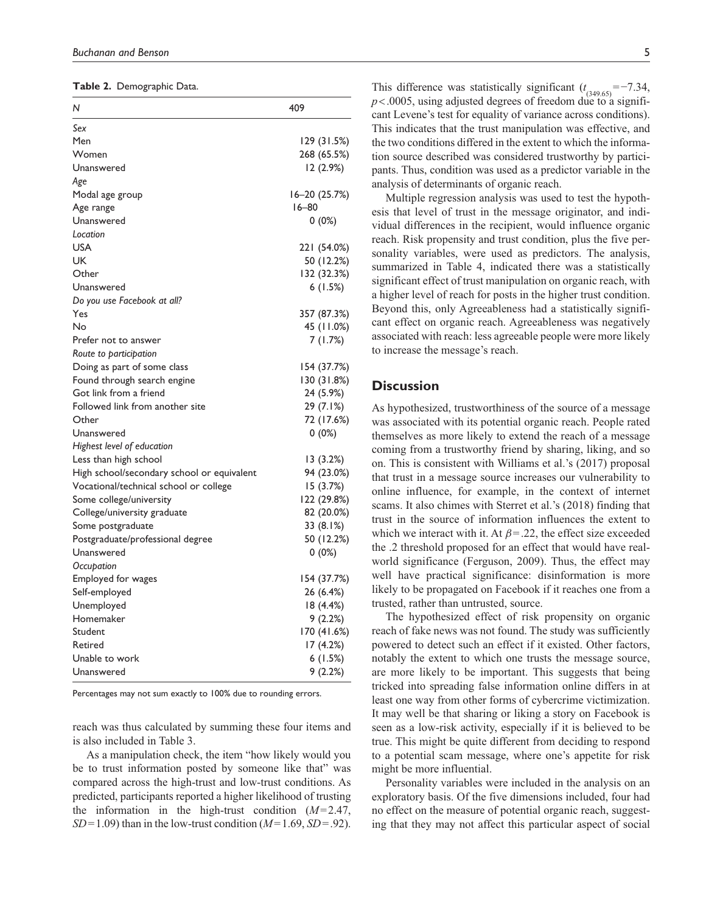**Table 2.** Demographic Data.

| *N* | 409 |
|---|---|
| *Sex* | |
| Men | 129 (31.5%) |
| Women | 268 (65.5%) |
| Unanswered | 12 (2.9%) |
| *Age* | |
| Modal age group | 16–20 (25.7%) |
| Age range | 16–80 |
| Unanswered | 0 (0%) |
| *Location* | |
| USA | 221 (54.0%) |
| UK | 50 (12.2%) |
| Other | 132 (32.3%) |
| Unanswered | 6 (1.5%) |
| *Do you use Facebook at all?* | |
| Yes | 357 (87.3%) |
| No | 45 (11.0%) |
| Prefer not to answer | 7 (1.7%) |
| *Route to participation* | |
| Doing as part of some class | 154 (37.7%) |
| Found through search engine | 130 (31.8%) |
| Got link from a friend | 24 (5.9%) |
| Followed link from another site | 29 (7.1%) |
| Other | 72 (17.6%) |
| Unanswered | 0 (0%) |
| *Highest level of education* | |
| Less than high school | 13 (3.2%) |
| High school/secondary school or equivalent | 94 (23.0%) |
| Vocational/technical school or college | 15 (3.7%) |
| Some college/university | 122 (29.8%) |
| College/university graduate | 82 (20.0%) |
| Some postgraduate | 33 (8.1%) |
| Postgraduate/professional degree | 50 (12.2%) |
| Unanswered | 0 (0%) |
| *Occupation* | |
| Employed for wages | 154 (37.7%) |
| Self-employed | 26 (6.4%) |
| Unemployed | 18 (4.4%) |
| Homemaker | 9 (2.2%) |
| Student | 170 (41.6%) |
| Retired | 17 (4.2%) |
| Unable to work | 6 (1.5%) |
| Unanswered | 9 (2.2%) |

Percentages may not sum exactly to 100% due to rounding errors.

reach was thus calculated by summing these four items and is also included in Table 3.

As a manipulation check, the item "how likely would you be to trust information posted by someone like that" was compared across the high-trust and low-trust conditions. As predicted, participants reported a higher likelihood of trusting the information in the high-trust condition ($M = 2.47$, $SD = 1.09$) than in the low-trust condition ($M = 1.69$, $SD = .92$). This difference was statistically significant ($t_{(349.65)} = -7.34$, $p < .0005$, using adjusted degrees of freedom due to a significant Levene's test for equality of variance across conditions). This indicates that the trust manipulation was effective, and the two conditions differed in the extent to which the information source described was considered trustworthy by participants. Thus, condition was used as a predictor variable in the analysis of determinants of organic reach.

Multiple regression analysis was used to test the hypothesis that level of trust in the message originator, and individual differences in the recipient, would influence organic reach. Risk propensity and trust condition, plus the five personality variables, were used as predictors. The analysis, summarized in Table 4, indicated there was a statistically significant effect of trust manipulation on organic reach, with a higher level of reach for posts in the higher trust condition. Beyond this, only Agreeableness had a statistically significant effect on organic reach. Agreeableness was negatively associated with reach: less agreeable people were more likely to increase the message's reach.

## Discussion

As hypothesized, trustworthiness of the source of a message was associated with its potential organic reach. People rated themselves as more likely to extend the reach of a message coming from a trustworthy friend by sharing, liking, and so on. This is consistent with Williams et al.'s (2017) proposal that trust in a message source increases our vulnerability to online influence, for example, in the context of internet scams. It also chimes with Sterret et al.'s (2018) finding that trust in the source of information influences the extent to which we interact with it. At $\beta = .22$, the effect size exceeded the .2 threshold proposed for an effect that would have real-world significance (Ferguson, 2009). Thus, the effect may well have practical significance: disinformation is more likely to be propagated on Facebook if it reaches one from a trusted, rather than untrusted, source.

The hypothesized effect of risk propensity on organic reach of fake news was not found. The study was sufficiently powered to detect such an effect if it existed. Other factors, notably the extent to which one trusts the message source, are more likely to be important. This suggests that being tricked into spreading false information online differs in at least one way from other forms of cybercrime victimization. It may well be that sharing or liking a story on Facebook is seen as a low-risk activity, especially if it is believed to be true. This might be quite different from deciding to respond to a potential scam message, where one's appetite for risk might be more influential.

Personality variables were included in the analysis on an exploratory basis. Of the five dimensions included, four had no effect on the measure of potential organic reach, suggesting that they may not affect this particular aspect of social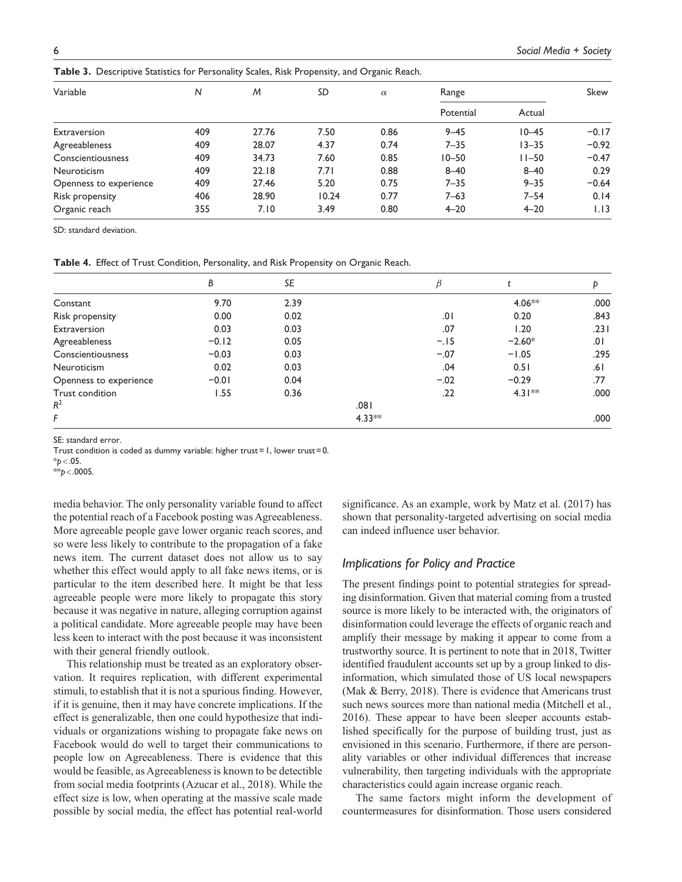**Table 3.** Descriptive Statistics for Personality Scales, Risk Propensity, and Organic Reach.

| Variable | N | M | SD | $\alpha$ | Range | | Skew |
|---|---|---|---|---|---|---|---|
| | | | | | Potential | Actual | |
| Extraversion | 409 | 27.76 | 7.50 | 0.86 | 9–45 | 10–45 | −0.17 |
| Agreeableness | 409 | 28.07 | 4.37 | 0.74 | 7–35 | 13–35 | −0.92 |
| Conscientiousness | 409 | 34.73 | 7.60 | 0.85 | 10–50 | 11–50 | −0.47 |
| Neuroticism | 409 | 22.18 | 7.71 | 0.88 | 8–40 | 8–40 | 0.29 |
| Openness to experience | 409 | 27.46 | 5.20 | 0.75 | 7–35 | 9–35 | −0.64 |
| Risk propensity | 406 | 28.90 | 10.24 | 0.77 | 7–63 | 7–54 | 0.14 |
| Organic reach | 355 | 7.10 | 3.49 | 0.80 | 4–20 | 4–20 | 1.13 |

SD: standard deviation.

**Table 4.** Effect of Trust Condition, Personality, and Risk Propensity on Organic Reach.

| | B | SE | | $\beta$ | t | p |
|---|---|---|---|---|---|---|
| Constant | 9.70 | 2.39 | | | 4.06** | .000 |
| Risk propensity | 0.00 | 0.02 | | .01 | 0.20 | .843 |
| Extraversion | 0.03 | 0.03 | | .07 | 1.20 | .231 |
| Agreeableness | −0.12 | 0.05 | | −.15 | −2.60* | .01 |
| Conscientiousness | −0.03 | 0.03 | | −.07 | −1.05 | .295 |
| Neuroticism | 0.02 | 0.03 | | .04 | 0.51 | .61 |
| Openness to experience | −0.01 | 0.04 | | −.02 | −0.29 | .77 |
| Trust condition | 1.55 | 0.36 | | .22 | 4.31** | .000 |
| $R^2$ | | | .081 | | | |
| F | | | 4.33** | | | .000 |

SE: standard error.

Trust condition is coded as dummy variable: higher trust = 1, lower trust = 0.

*$p < .05$.

**$p < .0005$.

media behavior. The only personality variable found to affect the potential reach of a Facebook posting was Agreeableness. More agreeable people gave lower organic reach scores, and so were less likely to contribute to the propagation of a fake news item. The current dataset does not allow us to say whether this effect would apply to all fake news items, or is particular to the item described here. It might be that less agreeable people were more likely to propagate this story because it was negative in nature, alleging corruption against a political candidate. More agreeable people may have been less keen to interact with the post because it was inconsistent with their general friendly outlook.

This relationship must be treated as an exploratory observation. It requires replication, with different experimental stimuli, to establish that it is not a spurious finding. However, if it is genuine, then it may have concrete implications. If the effect is generalizable, then one could hypothesize that individuals or organizations wishing to propagate fake news on Facebook would do well to target their communications to people low on Agreeableness. There is evidence that this would be feasible, as Agreeableness is known to be detectible from social media footprints (Azucar et al., 2018). While the effect size is low, when operating at the massive scale made possible by social media, the effect has potential real-world significance. As an example, work by Matz et al. (2017) has shown that personality-targeted advertising on social media can indeed influence user behavior.

### *Implications for Policy and Practice*

The present findings point to potential strategies for spreading disinformation. Given that material coming from a trusted source is more likely to be interacted with, the originators of disinformation could leverage the effects of organic reach and amplify their message by making it appear to come from a trustworthy source. It is pertinent to note that in 2018, Twitter identified fraudulent accounts set up by a group linked to disinformation, which simulated those of US local newspapers (Mak & Berry, 2018). There is evidence that Americans trust such news sources more than national media (Mitchell et al., 2016). These appear to have been sleeper accounts established specifically for the purpose of building trust, just as envisioned in this scenario. Furthermore, if there are personality variables or other individual differences that increase vulnerability, then targeting individuals with the appropriate characteristics could again increase organic reach.

The same factors might inform the development of countermeasures for disinformation. Those users considered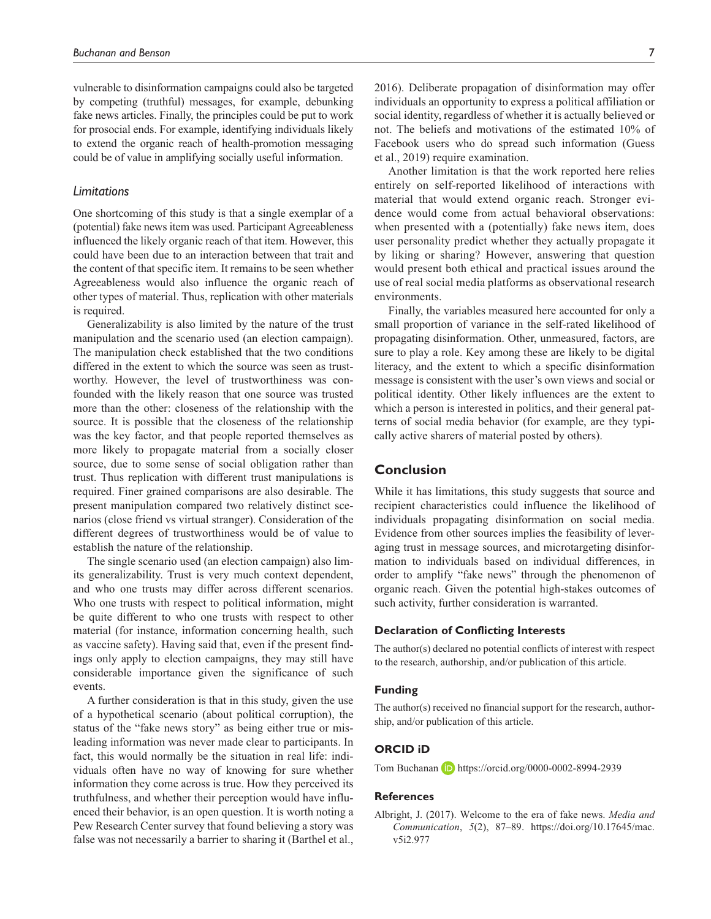vulnerable to disinformation campaigns could also be targeted by competing (truthful) messages, for example, debunking fake news articles. Finally, the principles could be put to work for prosocial ends. For example, identifying individuals likely to extend the organic reach of health-promotion messaging could be of value in amplifying socially useful information.

### *Limitations*

One shortcoming of this study is that a single exemplar of a (potential) fake news item was used. Participant Agreeableness influenced the likely organic reach of that item. However, this could have been due to an interaction between that trait and the content of that specific item. It remains to be seen whether Agreeableness would also influence the organic reach of other types of material. Thus, replication with other materials is required.

Generalizability is also limited by the nature of the trust manipulation and the scenario used (an election campaign). The manipulation check established that the two conditions differed in the extent to which the source was seen as trustworthy. However, the level of trustworthiness was confounded with the likely reason that one source was trusted more than the other: closeness of the relationship with the source. It is possible that the closeness of the relationship was the key factor, and that people reported themselves as more likely to propagate material from a socially closer source, due to some sense of social obligation rather than trust. Thus replication with different trust manipulations is required. Finer grained comparisons are also desirable. The present manipulation compared two relatively distinct scenarios (close friend vs virtual stranger). Consideration of the different degrees of trustworthiness would be of value to establish the nature of the relationship.

The single scenario used (an election campaign) also limits its generalizability. Trust is very much context dependent, and who one trusts may differ across different scenarios. Who one trusts with respect to political information, might be quite different to who one trusts with respect to other material (for instance, information concerning health, such as vaccine safety). Having said that, even if the present findings only apply to election campaigns, they may still have considerable importance given the significance of such events.

A further consideration is that in this study, given the use of a hypothetical scenario (about political corruption), the status of the "fake news story" as being either true or misleading information was never made clear to participants. In fact, this would normally be the situation in real life: individuals often have no way of knowing for sure whether information they come across is true. How they perceived its truthfulness, and whether their perception would have influenced their behavior, is an open question. It is worth noting a Pew Research Center survey that found believing a story was false was not necessarily a barrier to sharing it (Barthel et al., 2016). Deliberate propagation of disinformation may offer individuals an opportunity to express a political affiliation or social identity, regardless of whether it is actually believed or not. The beliefs and motivations of the estimated 10% of Facebook users who do spread such information (Guess et al., 2019) require examination.

Another limitation is that the work reported here relies entirely on self-reported likelihood of interactions with material that would extend organic reach. Stronger evidence would come from actual behavioral observations: when presented with a (potentially) fake news item, does user personality predict whether they actually propagate it by liking or sharing? However, answering that question would present both ethical and practical issues around the use of real social media platforms as observational research environments.

Finally, the variables measured here accounted for only a small proportion of variance in the self-rated likelihood of propagating disinformation. Other, unmeasured, factors, are sure to play a role. Key among these are likely to be digital literacy, and the extent to which a specific disinformation message is consistent with the user's own views and social or political identity. Other likely influences are the extent to which a person is interested in politics, and their general patterns of social media behavior (for example, are they typically active sharers of material posted by others).

## Conclusion

While it has limitations, this study suggests that source and recipient characteristics could influence the likelihood of individuals propagating disinformation on social media. Evidence from other sources implies the feasibility of leveraging trust in message sources, and microtargeting disinformation to individuals based on individual differences, in order to amplify "fake news" through the phenomenon of organic reach. Given the potential high-stakes outcomes of such activity, further consideration is warranted.

### Declaration of Conflicting Interests

The author(s) declared no potential conflicts of interest with respect to the research, authorship, and/or publication of this article.

### Funding

The author(s) received no financial support for the research, authorship, and/or publication of this article.

### ORCID iD

Tom Buchanan https://orcid.org/0000-0002-8994-2939

### References

Albright, J. (2017). Welcome to the era of fake news. *Media and Communication*, *5*(2), 87–89. https://doi.org/10.17645/mac.v5i2.977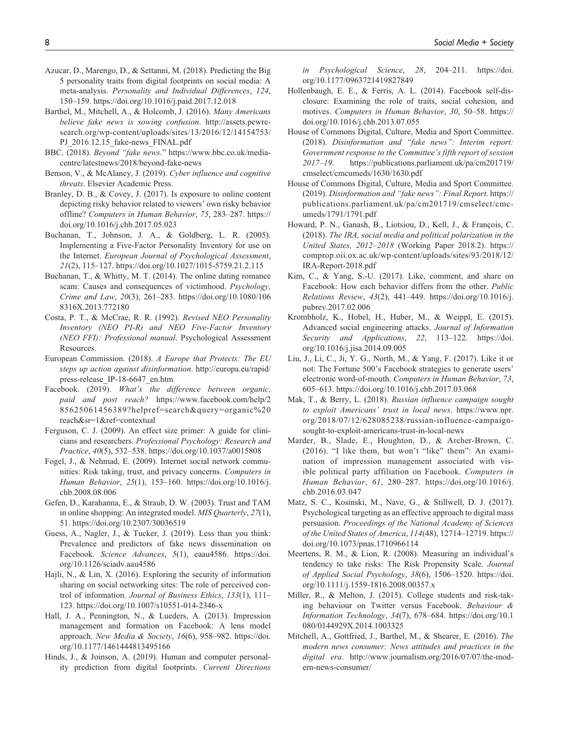Azucar, D., Marengo, D., & Settanni, M. (2018). Predicting the Big 5 personality traits from digital footprints on social media: A meta-analysis. *Personality and Individual Differences*, *124*, 150–159. https://doi.org/10.1016/j.paid.2017.12.018

Barthel, M., Mitchell, A., & Holcomb, J. (2016). *Many Americans believe fake news is sowing confusion*. http://assets.pewresearch.org/wp-content/uploads/sites/13/2016/12/14154753/PJ_2016.12.15_fake-news_FINAL.pdf

BBC. (2018). *Beyond "fake news*." https://www.bbc.co.uk/mediacentre/latestnews/2018/beyond-fake-news

Benson, V., & McAlaney, J. (2019). *Cyber influence and cognitive threats*. Elsevier Academic Press.

Branley, D. B., & Covey, J. (2017). Is exposure to online content depicting risky behavior related to viewers' own risky behavior offline? *Computers in Human Behavior*, *75*, 283–287. https://doi.org/10.1016/j.chb.2017.05.023

Buchanan, T., Johnson, J. A., & Goldberg, L. R. (2005). Implementing a Five-Factor Personality Inventory for use on the Internet. *European Journal of Psychological Assessment*, *21*(2), 115–127. https://doi.org/10.1027/1015-5759.21.2.115

Buchanan, T., & Whitty, M. T. (2014). The online dating romance scam: Causes and consequences of victimhood. *Psychology, Crime and Law*, *20*(3), 261–283. https://doi.org/10.1080/1068316X.2013.772180

Costa, P. T., & McCrae, R. R. (1992). *Revised NEO Personality Inventory (NEO PI-R) and NEO Five-Factor Inventory (NEO FFI): Professional manual*. Psychological Assessment Resources.

European Commission. (2018). *A Europe that Protects: The EU steps up action against disinformation*. http://europa.eu/rapid/press-release_IP-18-6647_en.htm

Facebook. (2019). *What's the difference between organic, paid and post reach?* https://www.facebook.com/help/285625061456389?helpref=search&query=organic%20reach&sr=1&ref=contextual

Ferguson, C. J. (2009). An effect size primer: A guide for clinicians and researchers. *Professional Psychology: Research and Practice*, *40*(5), 532–538. https://doi.org/10.1037/a0015808

Fogel, J., & Nehmad, E. (2009). Internet social network communities: Risk taking, trust, and privacy concerns. *Computers in Human Behavior*, *25*(1), 153–160. https://doi.org/10.1016/j.chb.2008.08.006

Gefen, D., Karahanna, E., & Straub, D. W. (2003). Trust and TAM in online shopping: An integrated model. *MIS Quarterly*, *27*(1), 51. https://doi.org/10.2307/30036519

Guess, A., Nagler, J., & Tucker, J. (2019). Less than you think: Prevalence and predictors of fake news dissemination on Facebook. *Science Advances*, *5*(1), eaau4586. https://doi.org/10.1126/sciadv.aau4586

Hajli, N., & Lin, X. (2016). Exploring the security of information sharing on social networking sites: The role of perceived control of information. *Journal of Business Ethics*, *133*(1), 111–123. https://doi.org/10.1007/s10551-014-2346-x

Hall, J. A., Pennington, N., & Lueders, A. (2013). Impression management and formation on Facebook: A lens model approach. *New Media & Society*, *16*(6), 958–982. https://doi.org/10.1177/1461444813495166

Hinds, J., & Joinson, A. (2019). Human and computer personality prediction from digital footprints. *Current Directions in Psychological Science*, *28*, 204–211. https://doi.org/10.1177/0963721419827849

Hollenbaugh, E. E., & Ferris, A. L. (2014). Facebook self-disclosure: Examining the role of traits, social cohesion, and motives. *Computers in Human Behavior*, *30*, 50–58. https://doi.org/10.1016/j.chb.2013.07.055

House of Commons Digital, Culture, Media and Sport Committee. (2018). *Disinformation and "fake news": Interim report: Government response to the Committee's fifth report of session 2017–19*. https://publications.parliament.uk/pa/cm201719/cmselect/cmcumeds/1630/1630.pdf

House of Commons Digital, Culture, Media and Sport Committee. (2019). *Disinformation and "fake news": Final Report*. https://publications.parliament.uk/pa/cm201719/cmselect/cmcumeds/1791/1791.pdf

Howard, P. N., Ganash, B., Liotsiou, D., Kell, J., & François, C. (2018). *The IRA, social media and political polarization in the United States, 2012–2018* (Working Paper 2018.2). https://comprop.oii.ox.ac.uk/wp-content/uploads/sites/93/2018/12/IRA-Report-2018.pdf

Kim, C., & Yang, S.-U. (2017). Like, comment, and share on Facebook: How each behavior differs from the other. *Public Relations Review*, *43*(2), 441–449. https://doi.org/10.1016/j.pubrev.2017.02.006

Krombholz, K., Hobel, H., Huber, M., & Weippl, E. (2015). Advanced social engineering attacks. *Journal of Information Security and Applications*, *22*, 113–122. https://doi.org/10.1016/j.jisa.2014.09.005

Liu, J., Li, C., Ji, Y. G., North, M., & Yang, F. (2017). Like it or not: The Fortune 500's Facebook strategies to generate users' electronic word-of-mouth. *Computers in Human Behavior*, *73*, 605–613. https://doi.org/10.1016/j.chb.2017.03.068

Mak, T., & Berry, L. (2018). *Russian influence campaign sought to exploit Americans' trust in local news*. https://www.npr.org/2018/07/12/628085238/russian-influence-campaign-sought-to-exploit-americans-trust-in-local-news

Marder, B., Slade, E., Houghton, D., & Archer-Brown, C. (2016). "I like them, but won't "like" them": An examination of impression management associated with visible political party affiliation on Facebook. *Computers in Human Behavior*, *61*, 280–287. https://doi.org/10.1016/j.chb.2016.03.047

Matz, S. C., Kosinski, M., Nave, G., & Stillwell, D. J. (2017). Psychological targeting as an effective approach to digital mass persuasion. *Proceedings of the National Academy of Sciences of the United States of America*, *114*(48), 12714–12719. https://doi.org/10.1073/pnas.1710966114

Meertens, R. M., & Lion, R. (2008). Measuring an individual's tendency to take risks: The Risk Propensity Scale. *Journal of Applied Social Psychology*, *38*(6), 1506–1520. https://doi.org/10.1111/j.1559-1816.2008.00357.x

Miller, R., & Melton, J. (2015). College students and risk-taking behaviour on Twitter versus Facebook. *Behaviour & Information Technology*, *34*(7), 678–684. https://doi.org/10.1080/0144929X.2014.1003325

Mitchell, A., Gottfried, J., Barthel, M., & Shearer, E. (2016). *The modern news consumer: News attitudes and practices in the digital era*. http://www.journalism.org/2016/07/07/the-modern-news-consumer/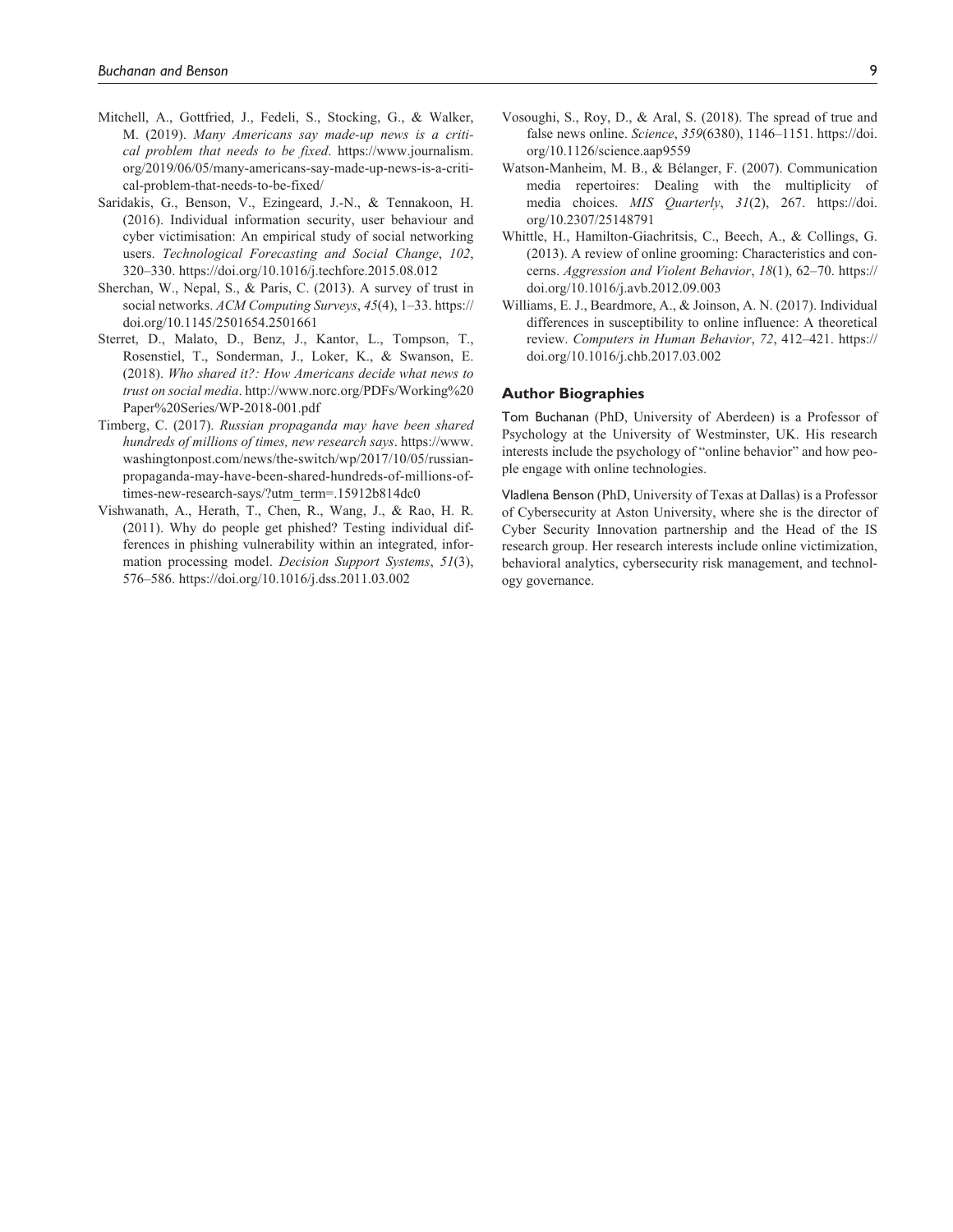Mitchell, A., Gottfried, J., Fedeli, S., Stocking, G., & Walker, M. (2019). *Many Americans say made-up news is a critical problem that needs to be fixed*. https://www.journalism.org/2019/06/05/many-americans-say-made-up-news-is-a-critical-problem-that-needs-to-be-fixed/

Saridakis, G., Benson, V., Ezingeard, J.-N., & Tennakoon, H. (2016). Individual information security, user behaviour and cyber victimisation: An empirical study of social networking users. *Technological Forecasting and Social Change*, *102*, 320–330. https://doi.org/10.1016/j.techfore.2015.08.012

Sherchan, W., Nepal, S., & Paris, C. (2013). A survey of trust in social networks. *ACM Computing Surveys*, *45*(4), 1–33. https://doi.org/10.1145/2501654.2501661

Sterret, D., Malato, D., Benz, J., Kantor, L., Tompson, T., Rosenstiel, T., Sonderman, J., Loker, K., & Swanson, E. (2018). *Who shared it?: How Americans decide what news to trust on social media*. http://www.norc.org/PDFs/Working%20Paper%20Series/WP-2018-001.pdf

Timberg, C. (2017). *Russian propaganda may have been shared hundreds of millions of times, new research says*. https://www.washingtonpost.com/news/the-switch/wp/2017/10/05/russian-propaganda-may-have-been-shared-hundreds-of-millions-of-times-new-research-says/?utm_term=.15912b814dc0

Vishwanath, A., Herath, T., Chen, R., Wang, J., & Rao, H. R. (2011). Why do people get phished? Testing individual differences in phishing vulnerability within an integrated, information processing model. *Decision Support Systems*, *51*(3), 576–586. https://doi.org/10.1016/j.dss.2011.03.002

Vosoughi, S., Roy, D., & Aral, S. (2018). The spread of true and false news online. *Science*, *359*(6380), 1146–1151. https://doi.org/10.1126/science.aap9559

Watson-Manheim, M. B., & Bélanger, F. (2007). Communication media repertoires: Dealing with the multiplicity of media choices. *MIS Quarterly*, *31*(2), 267. https://doi.org/10.2307/25148791

Whittle, H., Hamilton-Giachritsis, C., Beech, A., & Collings, G. (2013). A review of online grooming: Characteristics and concerns. *Aggression and Violent Behavior*, *18*(1), 62–70. https://doi.org/10.1016/j.avb.2012.09.003

Williams, E. J., Beardmore, A., & Joinson, A. N. (2017). Individual differences in susceptibility to online influence: A theoretical review. *Computers in Human Behavior*, *72*, 412–421. https://doi.org/10.1016/j.chb.2017.03.002

## Author Biographies

Tom Buchanan (PhD, University of Aberdeen) is a Professor of Psychology at the University of Westminster, UK. His research interests include the psychology of "online behavior" and how people engage with online technologies.

Vladlena Benson (PhD, University of Texas at Dallas) is a Professor of Cybersecurity at Aston University, where she is the director of Cyber Security Innovation partnership and the Head of the IS research group. Her research interests include online victimization, behavioral analytics, cybersecurity risk management, and technology governance.